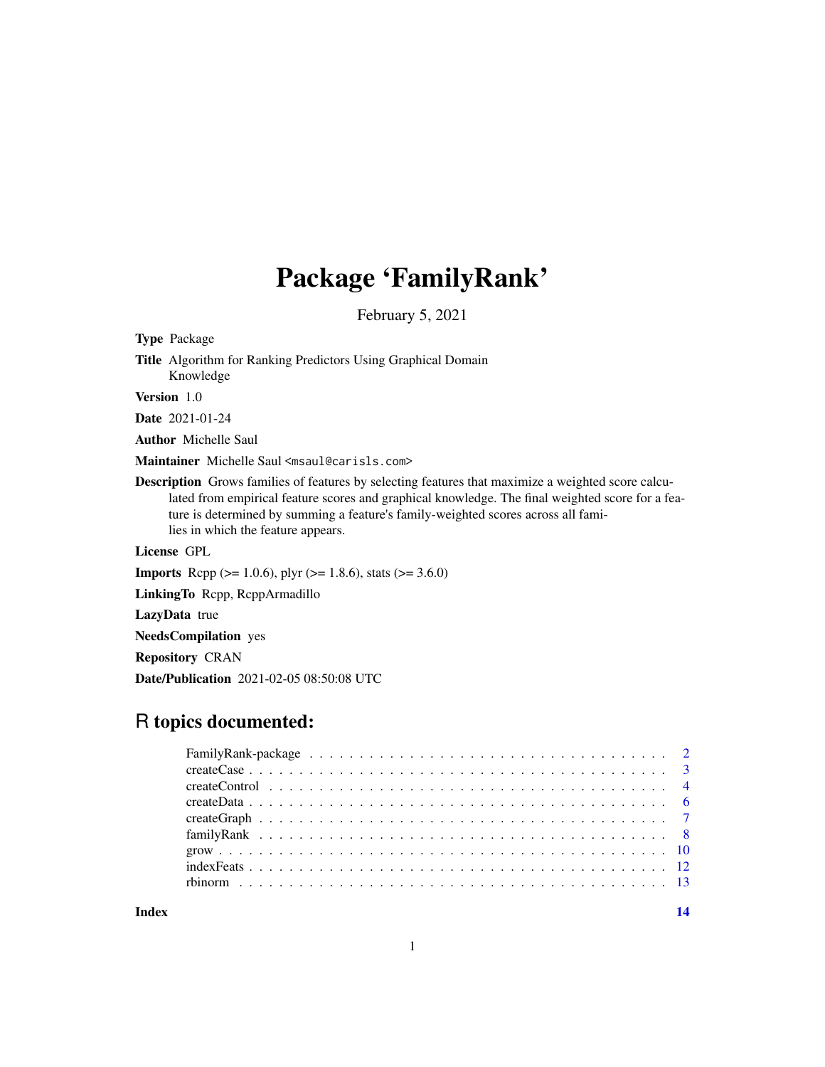# Package 'FamilyRank'

February 5, 2021

**Type** Package

**Title** Algorithm for Ranking Predictors Using Graphical Domain Knowledge

**Version** 1.0

**Date** 2021-01-24

**Author** Michelle Saul

**Maintainer** Michelle Saul <msaul@carisls.com>

**Description** Grows families of features by selecting features that maximize a weighted score calculated from empirical feature scores and graphical knowledge. The final weighted score for a feature is determined by summing a feature's family-weighted scores across all families in which the feature appears.

**License** GPL

**Imports** Rcpp (>= 1.0.6), plyr (>= 1.8.6), stats (>= 3.6.0)

**LinkingTo** Rcpp, RcppArmadillo

**LazyData** true

**NeedsCompilation** yes

**Repository** CRAN

**Date/Publication** 2021-02-05 08:50:08 UTC

## R topics documented:

| | |
|---|---|
| FamilyRank-package | 2 |
| createCase | 3 |
| createControl | 4 |
| createData | 6 |
| createGraph | 7 |
| familyRank | 8 |
| grow | 10 |
| indexFeats | 12 |
| rbinorm | 13 |
| **Index** | **14** |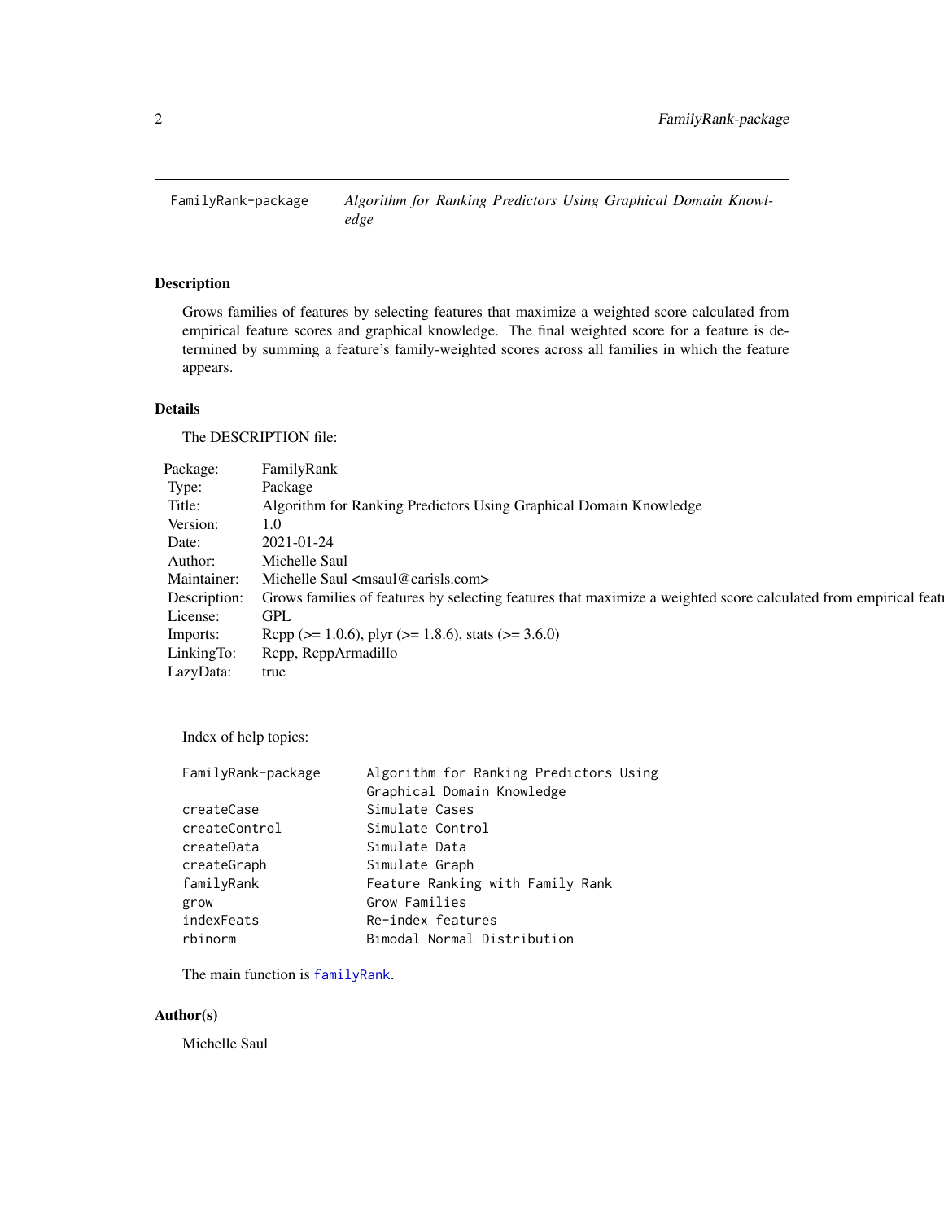FamilyRank-package *Algorithm for Ranking Predictors Using Graphical Domain Knowledge*

## Description

Grows families of features by selecting features that maximize a weighted score calculated from empirical feature scores and graphical knowledge. The final weighted score for a feature is determined by summing a feature's family-weighted scores across all families in which the feature appears.

## Details

The DESCRIPTION file:

| | |
|---|---|
| Package: | FamilyRank |
| Type: | Package |
| Title: | Algorithm for Ranking Predictors Using Graphical Domain Knowledge |
| Version: | 1.0 |
| Date: | 2021-01-24 |
| Author: | Michelle Saul |
| Maintainer: | Michelle Saul <msaul@carisls.com> |
| Description: | Grows families of features by selecting features that maximize a weighted score calculated from empirical featu |
| License: | GPL |
| Imports: | Rcpp (>= 1.0.6), plyr (>= 1.8.6), stats (>= 3.6.0) |
| LinkingTo: | Rcpp, RcppArmadillo |
| LazyData: | true |

Index of help topics:

```
FamilyRank-package      Algorithm for Ranking Predictors Using
                        Graphical Domain Knowledge
createCase              Simulate Cases
createControl           Simulate Control
createData              Simulate Data
createGraph             Simulate Graph
familyRank              Feature Ranking with Family Rank
grow                    Grow Families
indexFeats              Re-index features
rbinorm                 Bimodal Normal Distribution
```

The main function is `familyRank`.

## Author(s)

Michelle Saul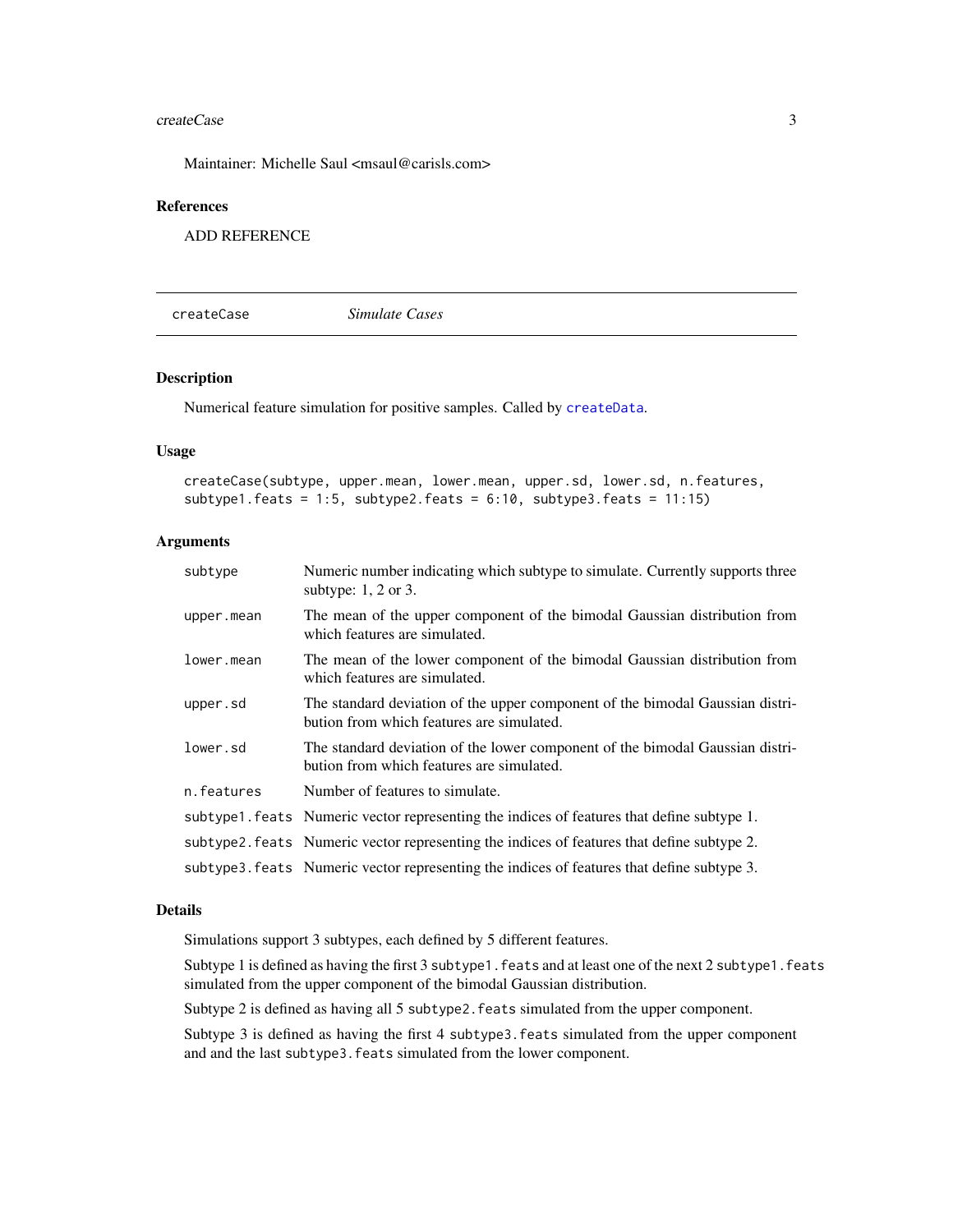Maintainer: Michelle Saul <msaul@carisls.com>

### References

ADD REFERENCE

## createCase *Simulate Cases*

### Description

Numerical feature simulation for positive samples. Called by `createData`.

### Usage

```
createCase(subtype, upper.mean, lower.mean, upper.sd, lower.sd, n.features,
subtype1.feats = 1:5, subtype2.feats = 6:10, subtype3.feats = 11:15)
```

### Arguments

| | |
|---|---|
| `subtype` | Numeric number indicating which subtype to simulate. Currently supports three subtype: 1, 2 or 3. |
| `upper.mean` | The mean of the upper component of the bimodal Gaussian distribution from which features are simulated. |
| `lower.mean` | The mean of the lower component of the bimodal Gaussian distribution from which features are simulated. |
| `upper.sd` | The standard deviation of the upper component of the bimodal Gaussian distribution from which features are simulated. |
| `lower.sd` | The standard deviation of the lower component of the bimodal Gaussian distribution from which features are simulated. |
| `n.features` | Number of features to simulate. |
| `subtype1.feats` | Numeric vector representing the indices of features that define subtype 1. |
| `subtype2.feats` | Numeric vector representing the indices of features that define subtype 2. |
| `subtype3.feats` | Numeric vector representing the indices of features that define subtype 3. |

### Details

Simulations support 3 subtypes, each defined by 5 different features.

Subtype 1 is defined as having the first 3 `subtype1.feats` and at least one of the next 2 `subtype1.feats` simulated from the upper component of the bimodal Gaussian distribution.

Subtype 2 is defined as having all 5 `subtype2.feats` simulated from the upper component.

Subtype 3 is defined as having the first 4 `subtype3.feats` simulated from the upper component and and the last `subtype3.feats` simulated from the lower component.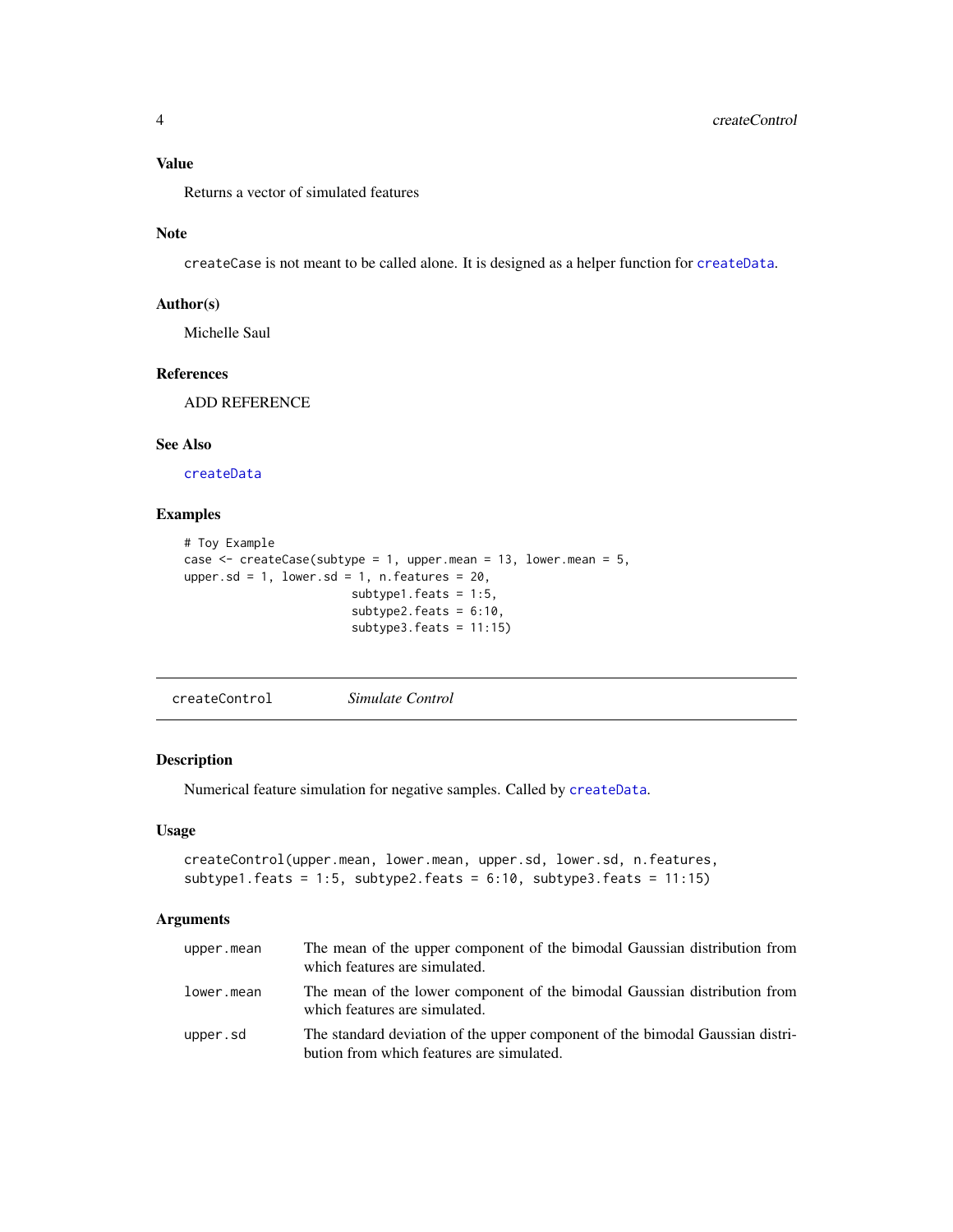### Value

Returns a vector of simulated features

### Note

createCase is not meant to be called alone. It is designed as a helper function for createData.

### Author(s)

Michelle Saul

### References

ADD REFERENCE

### See Also

createData

### Examples

```
# Toy Example
case <- createCase(subtype = 1, upper.mean = 13, lower.mean = 5,
upper.sd = 1, lower.sd = 1, n.features = 20,
                        subtype1.feats = 1:5,
                        subtype2.feats = 6:10,
                        subtype3.feats = 11:15)
```

---

## createControl    *Simulate Control*

---

### Description

Numerical feature simulation for negative samples. Called by createData.

### Usage

```
createControl(upper.mean, lower.mean, upper.sd, lower.sd, n.features,
subtype1.feats = 1:5, subtype2.feats = 6:10, subtype3.feats = 11:15)
```

### Arguments

| | |
|---|---|
| upper.mean | The mean of the upper component of the bimodal Gaussian distribution from which features are simulated. |
| lower.mean | The mean of the lower component of the bimodal Gaussian distribution from which features are simulated. |
| upper.sd | The standard deviation of the upper component of the bimodal Gaussian distribution from which features are simulated. |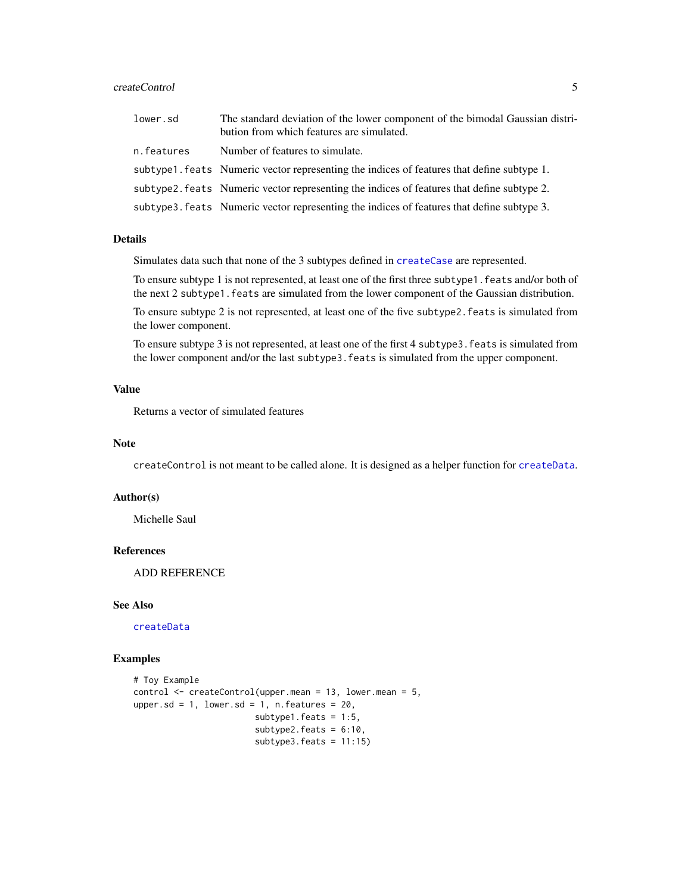| | |
|---|---|
| lower.sd | The standard deviation of the lower component of the bimodal Gaussian distribution from which features are simulated. |
| n.features | Number of features to simulate. |
| subtype1.feats | Numeric vector representing the indices of features that define subtype 1. |
| subtype2.feats | Numeric vector representing the indices of features that define subtype 2. |
| subtype3.feats | Numeric vector representing the indices of features that define subtype 3. |

### Details

Simulates data such that none of the 3 subtypes defined in `createCase` are represented.

To ensure subtype 1 is not represented, at least one of the first three `subtype1.feats` and/or both of the next 2 `subtype1.feats` are simulated from the lower component of the Gaussian distribution.

To ensure subtype 2 is not represented, at least one of the five `subtype2.feats` is simulated from the lower component.

To ensure subtype 3 is not represented, at least one of the first 4 `subtype3.feats` is simulated from the lower component and/or the last `subtype3.feats` is simulated from the upper component.

### Value

Returns a vector of simulated features

### Note

`createControl` is not meant to be called alone. It is designed as a helper function for `createData`.

### Author(s)

Michelle Saul

### References

ADD REFERENCE

### See Also

`createData`

### Examples

```
# Toy Example
control <- createControl(upper.mean = 13, lower.mean = 5,
upper.sd = 1, lower.sd = 1, n.features = 20,
                         subtype1.feats = 1:5,
                         subtype2.feats = 6:10,
                         subtype3.feats = 11:15)
```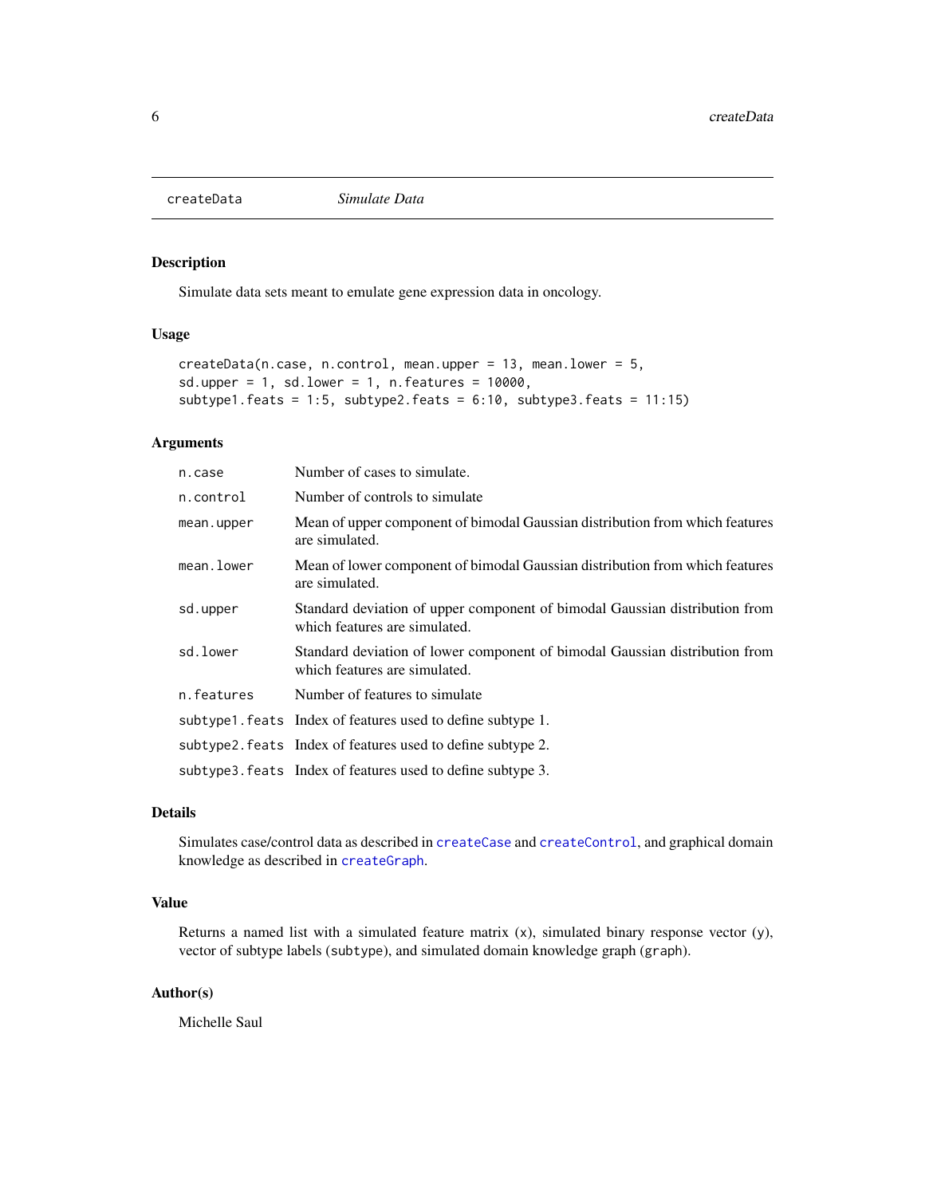# createData *Simulate Data*

## Description

Simulate data sets meant to emulate gene expression data in oncology.

## Usage

```
createData(n.case, n.control, mean.upper = 13, mean.lower = 5,
sd.upper = 1, sd.lower = 1, n.features = 10000,
subtype1.feats = 1:5, subtype2.feats = 6:10, subtype3.feats = 11:15)
```

## Arguments

| | |
|---|---|
| `n.case` | Number of cases to simulate. |
| `n.control` | Number of controls to simulate |
| `mean.upper` | Mean of upper component of bimodal Gaussian distribution from which features are simulated. |
| `mean.lower` | Mean of lower component of bimodal Gaussian distribution from which features are simulated. |
| `sd.upper` | Standard deviation of upper component of bimodal Gaussian distribution from which features are simulated. |
| `sd.lower` | Standard deviation of lower component of bimodal Gaussian distribution from which features are simulated. |
| `n.features` | Number of features to simulate |
| `subtype1.feats` | Index of features used to define subtype 1. |
| `subtype2.feats` | Index of features used to define subtype 2. |
| `subtype3.feats` | Index of features used to define subtype 3. |

## Details

Simulates case/control data as described in `createCase` and `createControl`, and graphical domain knowledge as described in `createGraph`.

## Value

Returns a named list with a simulated feature matrix (`x`), simulated binary response vector (`y`), vector of subtype labels (`subtype`), and simulated domain knowledge graph (`graph`).

## Author(s)

Michelle Saul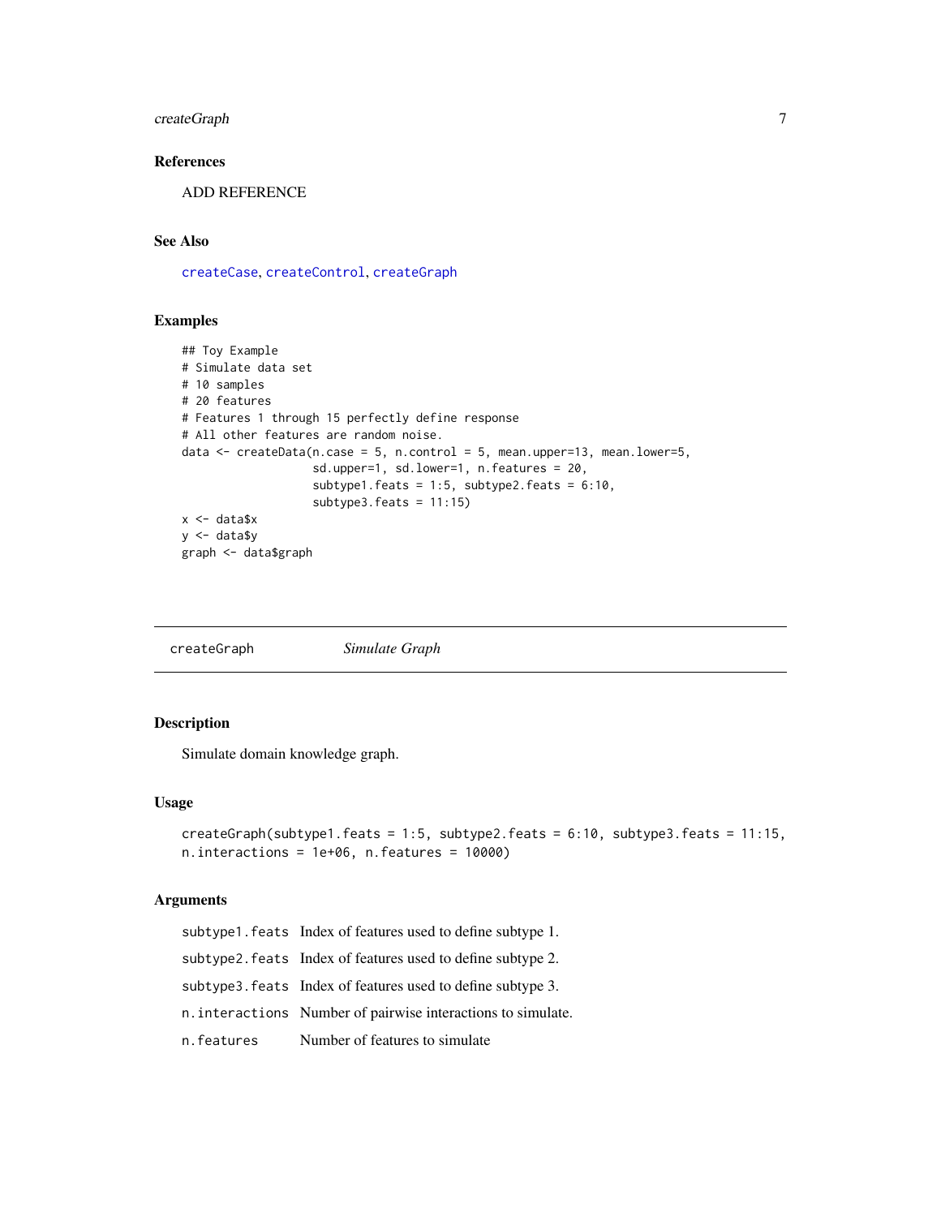### References

ADD REFERENCE

### See Also

createCase, createControl, createGraph

### Examples

```
## Toy Example
# Simulate data set
# 10 samples
# 20 features
# Features 1 through 15 perfectly define response
# All other features are random noise.
data <- createData(n.case = 5, n.control = 5, mean.upper=13, mean.lower=5,
                   sd.upper=1, sd.lower=1, n.features = 20,
                   subtype1.feats = 1:5, subtype2.feats = 6:10,
                   subtype3.feats = 11:15)
x <- data$x
y <- data$y
graph <- data$graph
```

---

## createGraph — *Simulate Graph*

### Description

Simulate domain knowledge graph.

### Usage

```
createGraph(subtype1.feats = 1:5, subtype2.feats = 6:10, subtype3.feats = 11:15,
n.interactions = 1e+06, n.features = 10000)
```

### Arguments

| | |
|---|---|
| `subtype1.feats` | Index of features used to define subtype 1. |
| `subtype2.feats` | Index of features used to define subtype 2. |
| `subtype3.feats` | Index of features used to define subtype 3. |
| `n.interactions` | Number of pairwise interactions to simulate. |
| `n.features` | Number of features to simulate |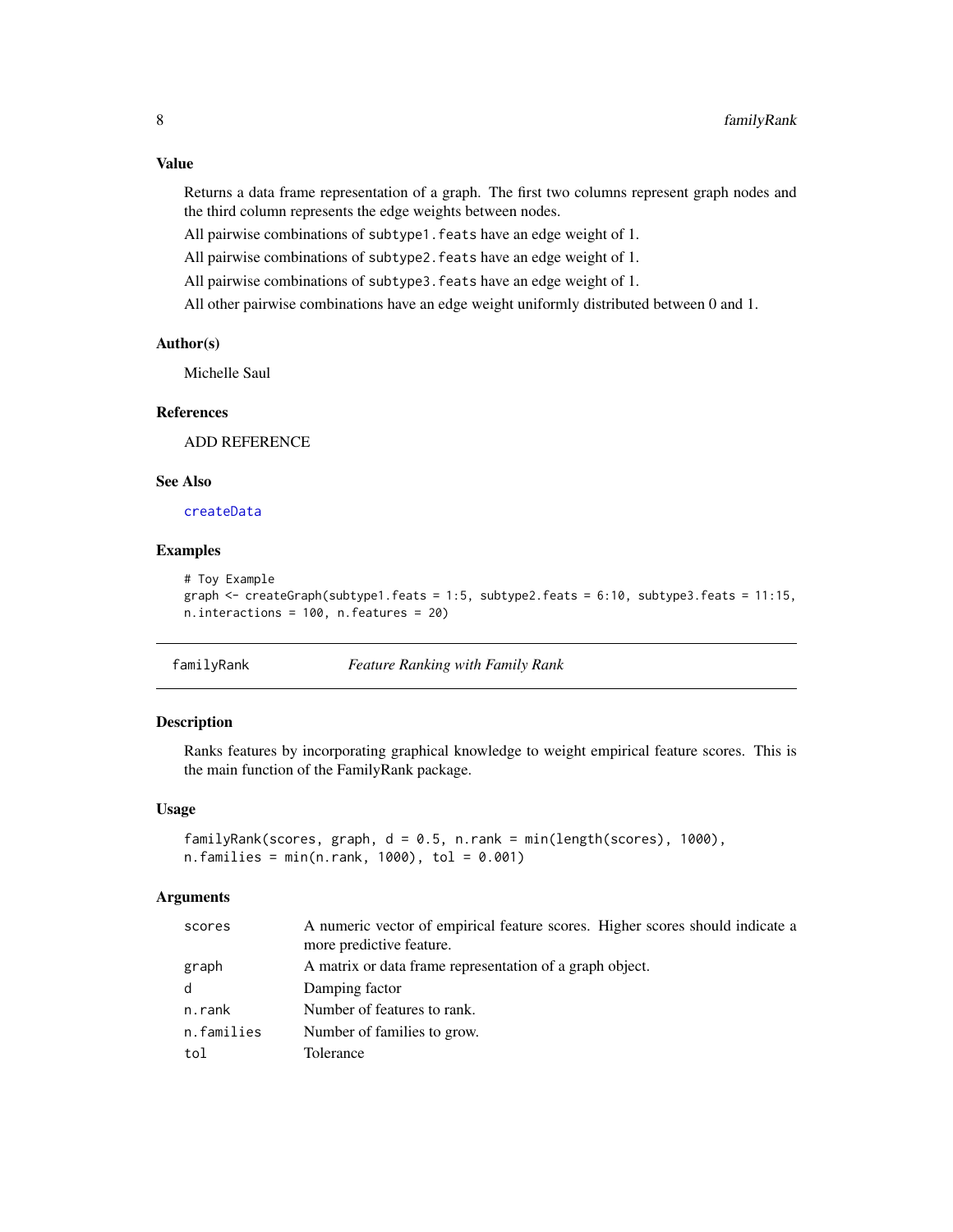### Value

Returns a data frame representation of a graph. The first two columns represent graph nodes and the third column represents the edge weights between nodes.

All pairwise combinations of `subtype1.feats` have an edge weight of 1.

All pairwise combinations of `subtype2.feats` have an edge weight of 1.

All pairwise combinations of `subtype3.feats` have an edge weight of 1.

All other pairwise combinations have an edge weight uniformly distributed between 0 and 1.

### Author(s)

Michelle Saul

### References

ADD REFERENCE

### See Also

createData

### Examples

```
# Toy Example
graph <- createGraph(subtype1.feats = 1:5, subtype2.feats = 6:10, subtype3.feats = 11:15,
n.interactions = 100, n.features = 20)
```

---

## familyRank — *Feature Ranking with Family Rank*

### Description

Ranks features by incorporating graphical knowledge to weight empirical feature scores. This is the main function of the FamilyRank package.

### Usage

```
familyRank(scores, graph, d = 0.5, n.rank = min(length(scores), 1000),
n.families = min(n.rank, 1000), tol = 0.001)
```

### Arguments

| | |
|---|---|
| `scores` | A numeric vector of empirical feature scores. Higher scores should indicate a more predictive feature. |
| `graph` | A matrix or data frame representation of a graph object. |
| `d` | Damping factor |
| `n.rank` | Number of features to rank. |
| `n.families` | Number of families to grow. |
| `tol` | Tolerance |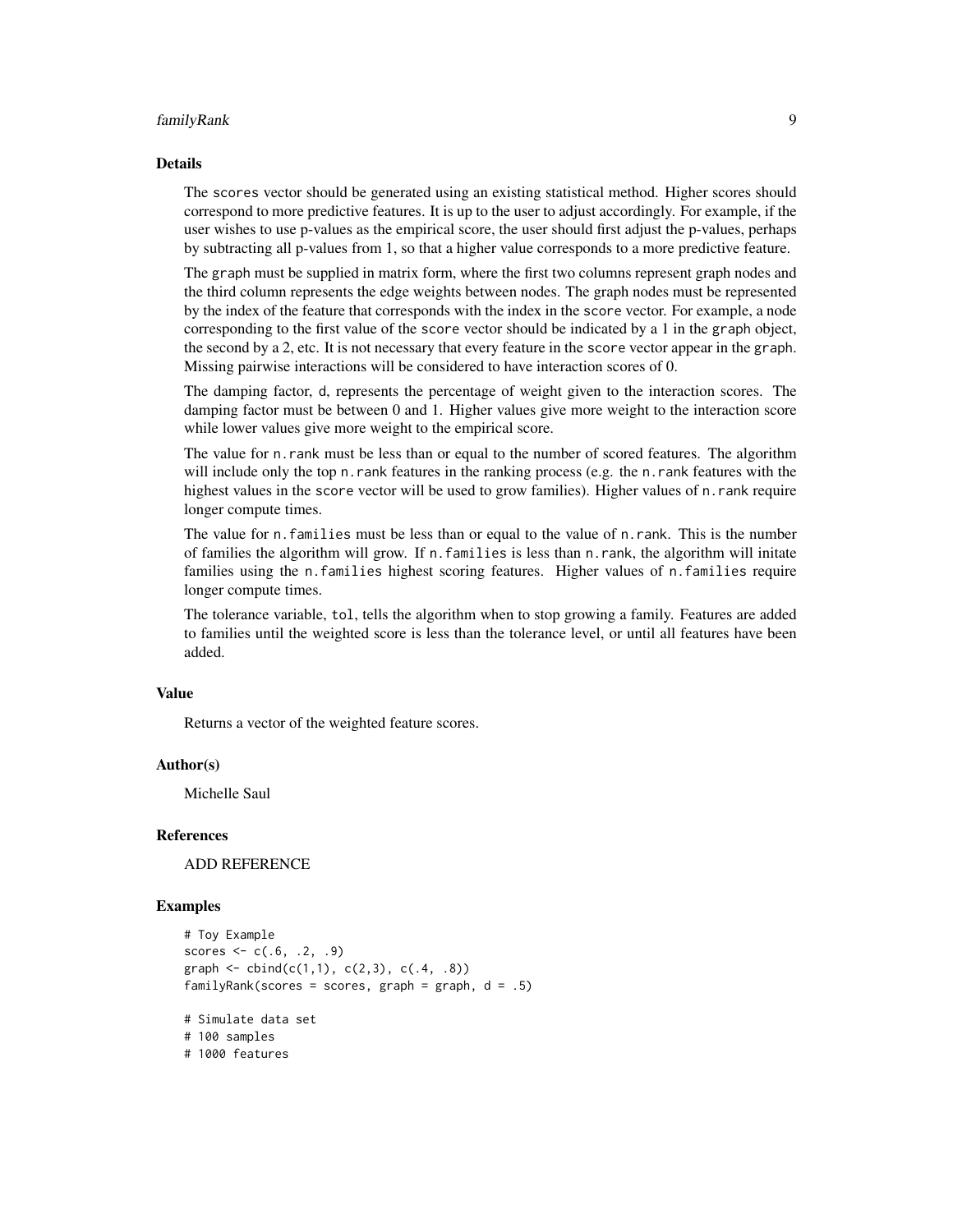## Details

The `scores` vector should be generated using an existing statistical method. Higher scores should correspond to more predictive features. It is up to the user to adjust accordingly. For example, if the user wishes to use p-values as the empirical score, the user should first adjust the p-values, perhaps by subtracting all p-values from 1, so that a higher value corresponds to a more predictive feature.

The `graph` must be supplied in matrix form, where the first two columns represent graph nodes and the third column represents the edge weights between nodes. The graph nodes must be represented by the index of the feature that corresponds with the index in the `score` vector. For example, a node corresponding to the first value of the `score` vector should be indicated by a 1 in the `graph` object, the second by a 2, etc. It is not necessary that every feature in the `score` vector appear in the `graph`. Missing pairwise interactions will be considered to have interaction scores of 0.

The damping factor, `d`, represents the percentage of weight given to the interaction scores. The damping factor must be between 0 and 1. Higher values give more weight to the interaction score while lower values give more weight to the empirical score.

The value for `n.rank` must be less than or equal to the number of scored features. The algorithm will include only the top `n.rank` features in the ranking process (e.g. the `n.rank` features with the highest values in the `score` vector will be used to grow families). Higher values of `n.rank` require longer compute times.

The value for `n.families` must be less than or equal to the value of `n.rank`. This is the number of families the algorithm will grow. If `n.families` is less than `n.rank`, the algorithm will initate families using the `n.families` highest scoring features. Higher values of `n.families` require longer compute times.

The tolerance variable, `tol`, tells the algorithm when to stop growing a family. Features are added to families until the weighted score is less than the tolerance level, or until all features have been added.

## Value

Returns a vector of the weighted feature scores.

## Author(s)

Michelle Saul

## References

ADD REFERENCE

## Examples

```
# Toy Example
scores <- c(.6, .2, .9)
graph <- cbind(c(1,1), c(2,3), c(.4, .8))
familyRank(scores = scores, graph = graph, d = .5)

# Simulate data set
# 100 samples
# 1000 features
```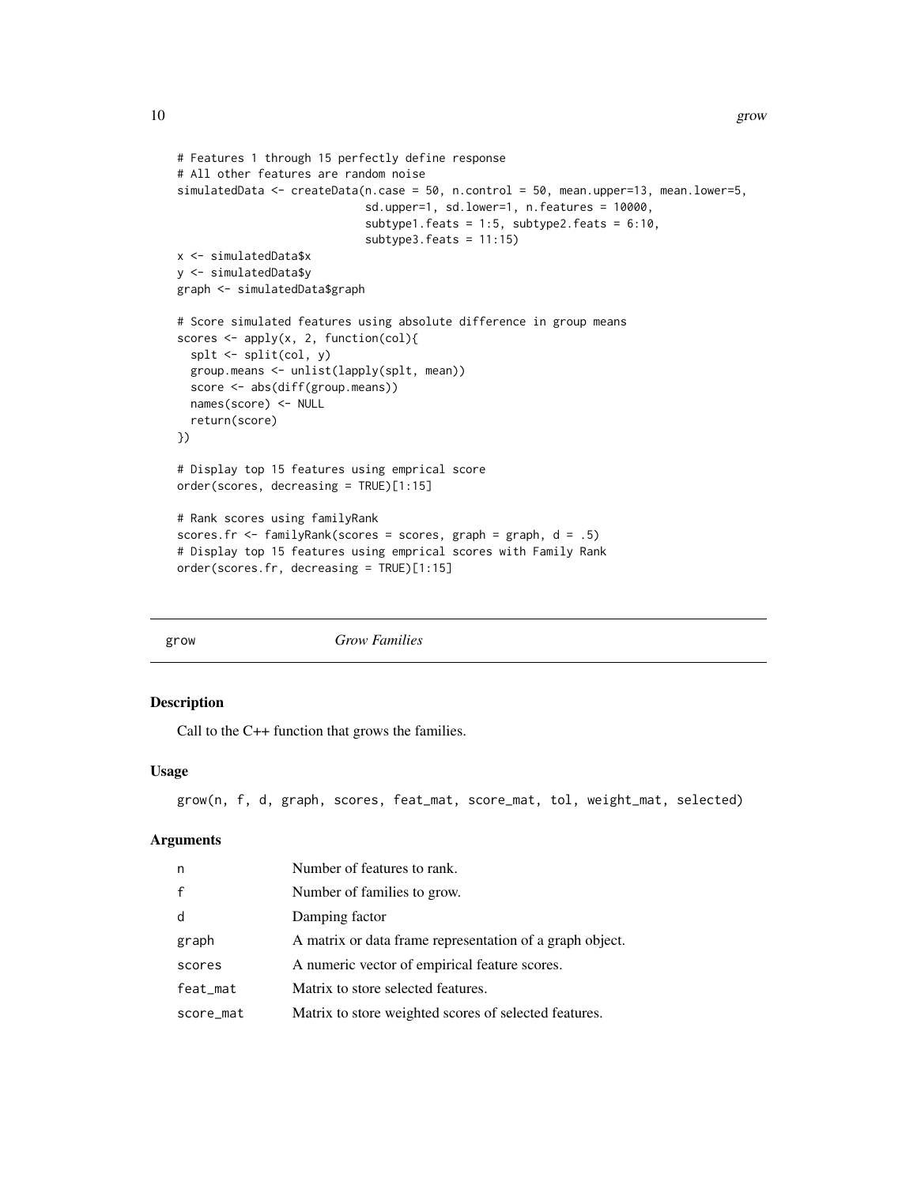```
# Features 1 through 15 perfectly define response
# All other features are random noise
simulatedData <- createData(n.case = 50, n.control = 50, mean.upper=13, mean.lower=5,
                            sd.upper=1, sd.lower=1, n.features = 10000,
                            subtype1.feats = 1:5, subtype2.feats = 6:10,
                            subtype3.feats = 11:15)
x <- simulatedData$x
y <- simulatedData$y
graph <- simulatedData$graph

# Score simulated features using absolute difference in group means
scores <- apply(x, 2, function(col){
  splt <- split(col, y)
  group.means <- unlist(lapply(splt, mean))
  score <- abs(diff(group.means))
  names(score) <- NULL
  return(score)
})

# Display top 15 features using emprical score
order(scores, decreasing = TRUE)[1:15]

# Rank scores using familyRank
scores.fr <- familyRank(scores = scores, graph = graph, d = .5)
# Display top 15 features using emprical scores with Family Rank
order(scores.fr, decreasing = TRUE)[1:15]
```

## `grow` *Grow Families*

### Description

Call to the C++ function that grows the families.

### Usage

```
grow(n, f, d, graph, scores, feat_mat, score_mat, tol, weight_mat, selected)
```

### Arguments

| | |
|---|---|
| `n` | Number of features to rank. |
| `f` | Number of families to grow. |
| `d` | Damping factor |
| `graph` | A matrix or data frame representation of a graph object. |
| `scores` | A numeric vector of empirical feature scores. |
| `feat_mat` | Matrix to store selected features. |
| `score_mat` | Matrix to store weighted scores of selected features. |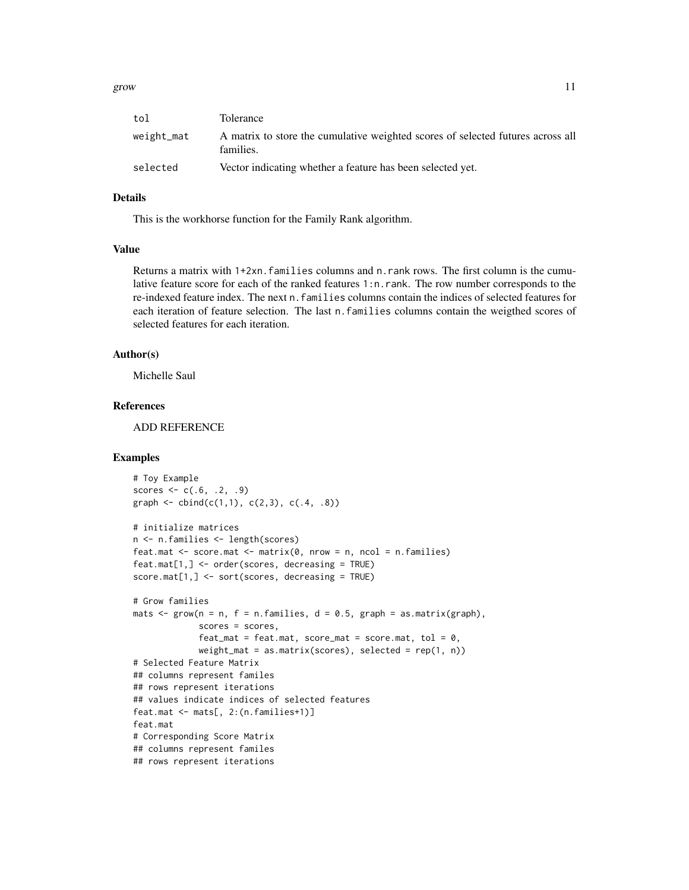| | |
|---|---|
| tol | Tolerance |
| weight_mat | A matrix to store the cumulative weighted scores of selected futures across all families. |
| selected | Vector indicating whether a feature has been selected yet. |

## Details

This is the workhorse function for the Family Rank algorithm.

## Value

Returns a matrix with `1+2xn.families` columns and `n.rank` rows. The first column is the cumulative feature score for each of the ranked features `1:n.rank`. The row number corresponds to the re-indexed feature index. The next `n.families` columns contain the indices of selected features for each iteration of feature selection. The last `n.families` columns contain the weigthed scores of selected features for each iteration.

## Author(s)

Michelle Saul

## References

ADD REFERENCE

## Examples

```
# Toy Example
scores <- c(.6, .2, .9)
graph <- cbind(c(1,1), c(2,3), c(.4, .8))

# initialize matrices
n <- n.families <- length(scores)
feat.mat <- score.mat <- matrix(0, nrow = n, ncol = n.families)
feat.mat[1,] <- order(scores, decreasing = TRUE)
score.mat[1,] <- sort(scores, decreasing = TRUE)

# Grow families
mats <- grow(n = n, f = n.families, d = 0.5, graph = as.matrix(graph),
             scores = scores,
             feat_mat = feat.mat, score_mat = score.mat, tol = 0,
             weight_mat = as.matrix(scores), selected = rep(1, n))
# Selected Feature Matrix
## columns represent familes
## rows represent iterations
## values indicate indices of selected features
feat.mat <- mats[, 2:(n.families+1)]
feat.mat
# Corresponding Score Matrix
## columns represent familes
## rows represent iterations
```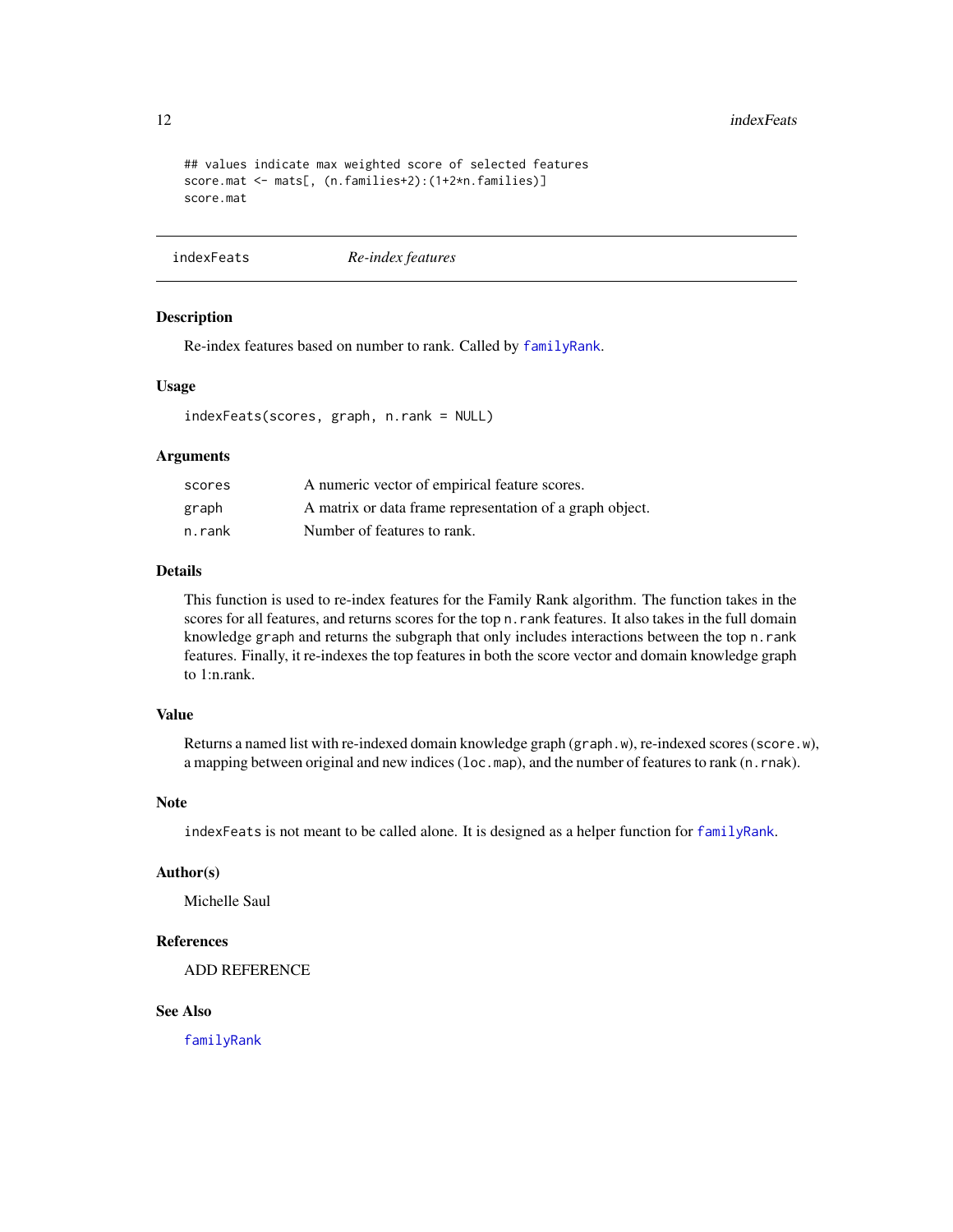```
## values indicate max weighted score of selected features
score.mat <- mats[, (n.families+2):(1+2*n.families)]
score.mat
```

---

## indexFeats *Re-index features*

---

### Description

Re-index features based on number to rank. Called by `familyRank`.

### Usage

```
indexFeats(scores, graph, n.rank = NULL)
```

### Arguments

| | |
|---|---|
| `scores` | A numeric vector of empirical feature scores. |
| `graph` | A matrix or data frame representation of a graph object. |
| `n.rank` | Number of features to rank. |

### Details

This function is used to re-index features for the Family Rank algorithm. The function takes in the scores for all features, and returns scores for the top `n.rank` features. It also takes in the full domain knowledge `graph` and returns the subgraph that only includes interactions between the top `n.rank` features. Finally, it re-indexes the top features in both the score vector and domain knowledge graph to 1:n.rank.

### Value

Returns a named list with re-indexed domain knowledge graph (`graph.w`), re-indexed scores (`score.w`), a mapping between original and new indices (`loc.map`), and the number of features to rank (`n.rnak`).

### Note

`indexFeats` is not meant to be called alone. It is designed as a helper function for `familyRank`.

### Author(s)

Michelle Saul

### References

ADD REFERENCE

### See Also

`familyRank`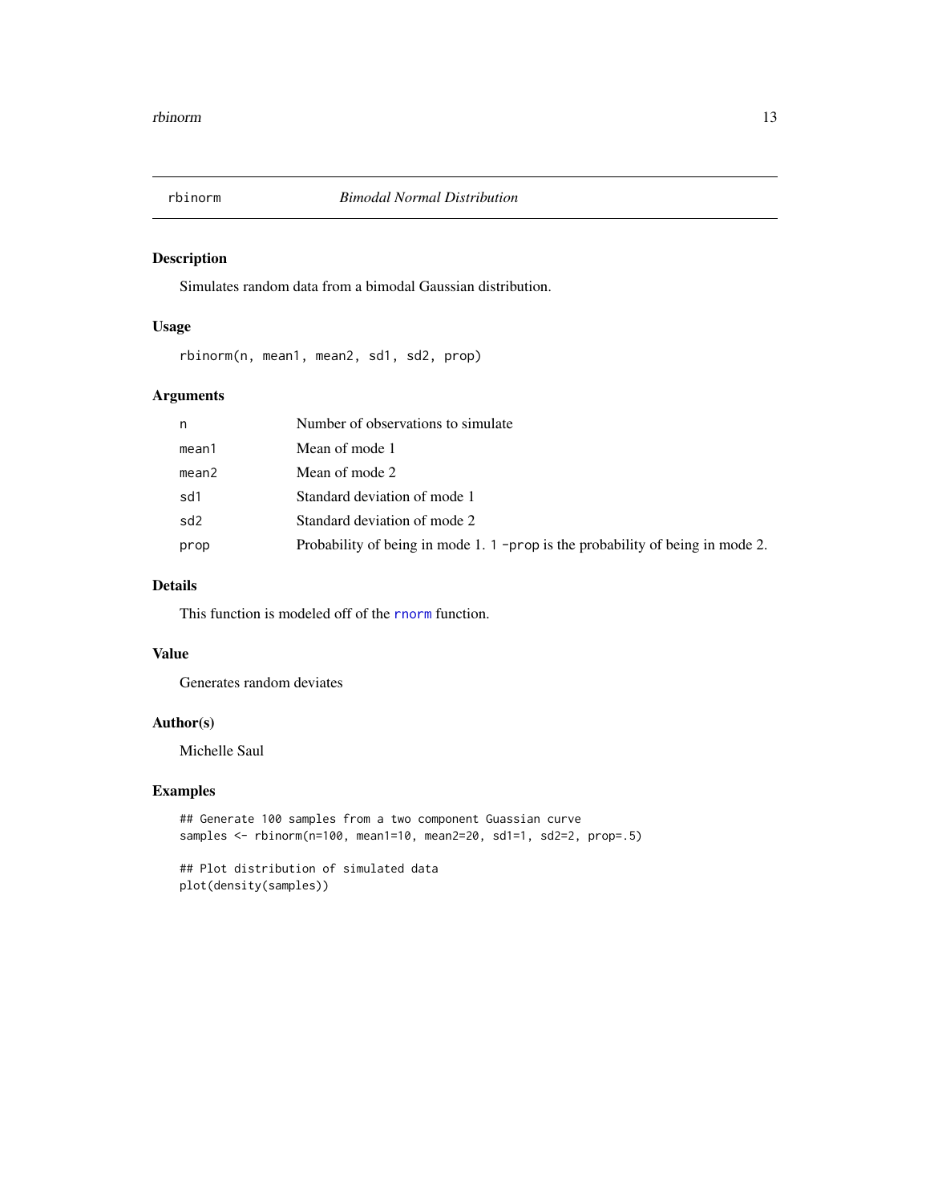# rbinorm *Bimodal Normal Distribution*

## Description

Simulates random data from a bimodal Gaussian distribution.

## Usage

```
rbinorm(n, mean1, mean2, sd1, sd2, prop)
```

## Arguments

| | |
|---|---|
| n | Number of observations to simulate |
| mean1 | Mean of mode 1 |
| mean2 | Mean of mode 2 |
| sd1 | Standard deviation of mode 1 |
| sd2 | Standard deviation of mode 2 |
| prop | Probability of being in mode 1. `1 -prop` is the probability of being in mode 2. |

## Details

This function is modeled off of the `rnorm` function.

## Value

Generates random deviates

## Author(s)

Michelle Saul

## Examples

```
## Generate 100 samples from a two component Guassian curve
samples <- rbinorm(n=100, mean1=10, mean2=20, sd1=1, sd2=2, prop=.5)

## Plot distribution of simulated data
plot(density(samples))
```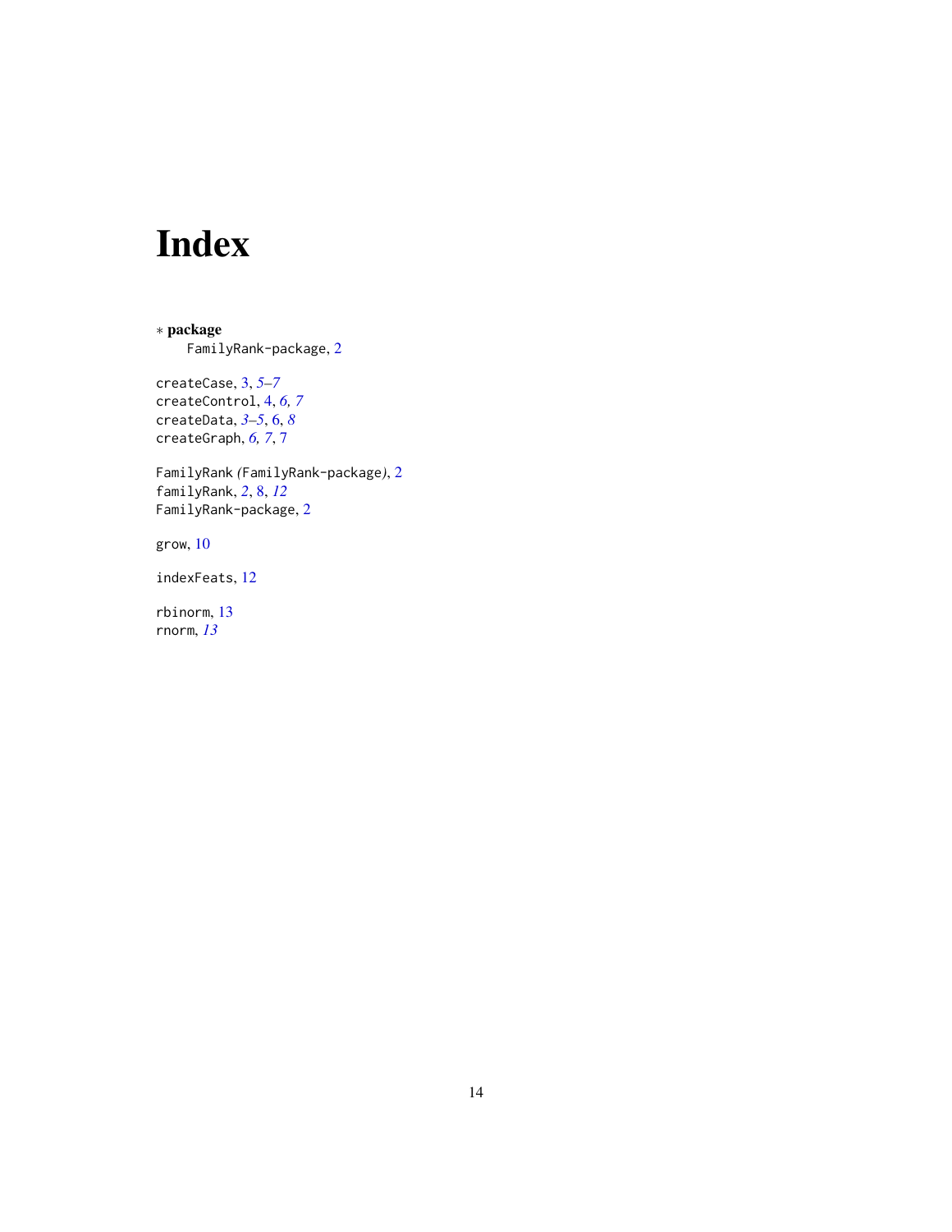# Index

∗ **package**
    FamilyRank-package, 2

createCase, 3, *5–7*
createControl, 4, *6, 7*
createData, *3–5*, 6, *8*
createGraph, *6, 7*, 7

FamilyRank *(*FamilyRank-package*)*, 2
familyRank, *2*, 8, *12*
FamilyRank-package, 2

grow, 10

indexFeats, 12

rbinorm, 13
rnorm, *13*